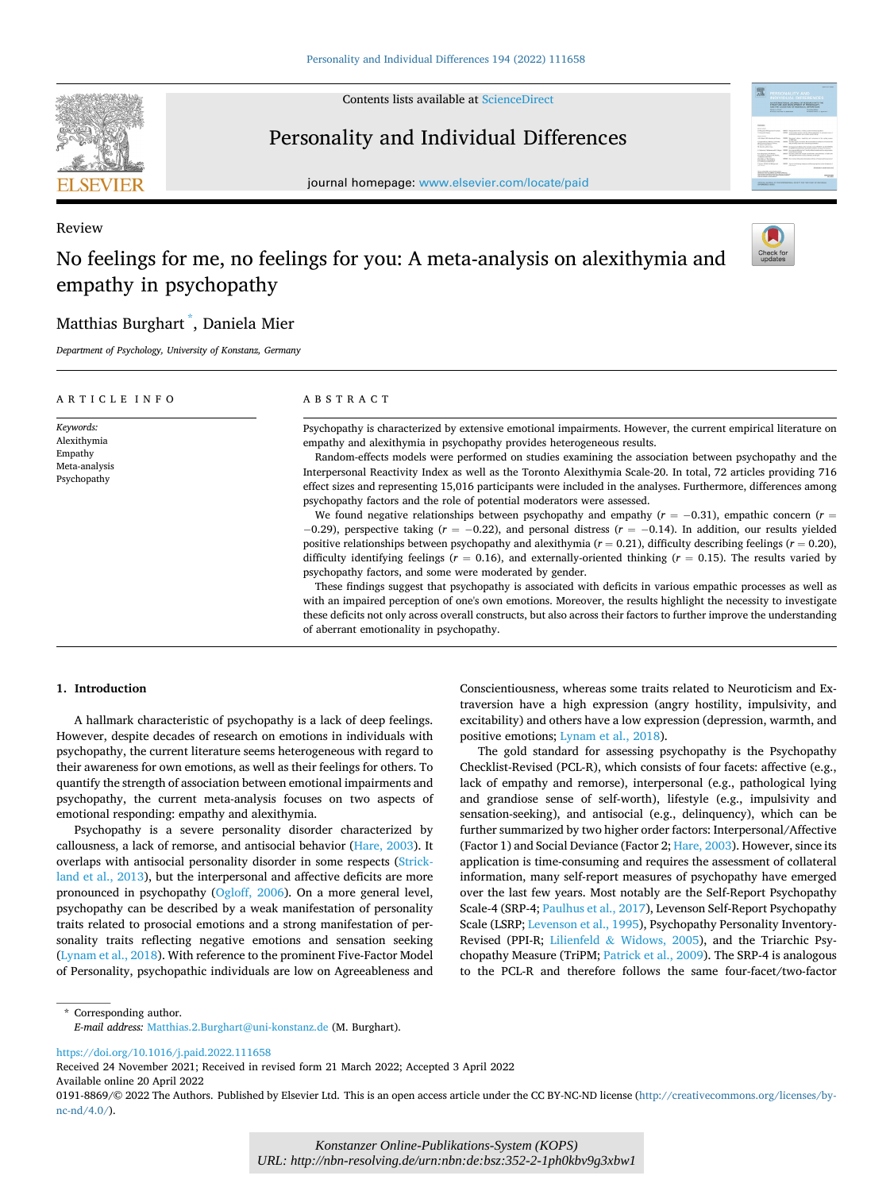Review

# No feelings for me, no feelings for you: A meta-analysis on alexithymia and empathy in psychopathy

Matthias Burghart *, Daniela Mier

*Department of Psychology, University of Konstanz, Germany*

## ARTICLE INFO

*Keywords:*
Alexithymia
Empathy
Meta-analysis
Psychopathy

## ABSTRACT

Psychopathy is characterized by extensive emotional impairments. However, the current empirical literature on empathy and alexithymia in psychopathy provides heterogeneous results.

Random-effects models were performed on studies examining the association between psychopathy and the Interpersonal Reactivity Index as well as the Toronto Alexithymia Scale-20. In total, 72 articles providing 716 effect sizes and representing 15,016 participants were included in the analyses. Furthermore, differences among psychopathy factors and the role of potential moderators were assessed.

We found negative relationships between psychopathy and empathy ($r = -0.31$), empathic concern ($r = -0.29$), perspective taking ($r = -0.22$), and personal distress ($r = -0.14$). In addition, our results yielded positive relationships between psychopathy and alexithymia ($r = 0.21$), difficulty describing feelings ($r = 0.20$), difficulty identifying feelings ($r = 0.16$), and externally-oriented thinking ($r = 0.15$). The results varied by psychopathy factors, and some were moderated by gender.

These findings suggest that psychopathy is associated with deficits in various empathic processes as well as with an impaired perception of one's own emotions. Moreover, the results highlight the necessity to investigate these deficits not only across overall constructs, but also across their factors to further improve the understanding of aberrant emotionality in psychopathy.

## 1. Introduction

A hallmark characteristic of psychopathy is a lack of deep feelings. However, despite decades of research on emotions in individuals with psychopathy, the current literature seems heterogeneous with regard to their awareness for own emotions, as well as their feelings for others. To quantify the strength of association between emotional impairments and psychopathy, the current meta-analysis focuses on two aspects of emotional responding: empathy and alexithymia.

Psychopathy is a severe personality disorder characterized by callousness, a lack of remorse, and antisocial behavior (Hare, 2003). It overlaps with antisocial personality disorder in some respects (Strickland et al., 2013), but the interpersonal and affective deficits are more pronounced in psychopathy (Ogloff, 2006). On a more general level, psychopathy can be described by a weak manifestation of personality traits related to prosocial emotions and a strong manifestation of personality traits reflecting negative emotions and sensation seeking (Lynam et al., 2018). With reference to the prominent Five-Factor Model of Personality, psychopathic individuals are low on Agreeableness and Conscientiousness, whereas some traits related to Neuroticism and Extraversion have a high expression (angry hostility, impulsivity, and excitability) and others have a low expression (depression, warmth, and positive emotions; Lynam et al., 2018).

The gold standard for assessing psychopathy is the Psychopathy Checklist-Revised (PCL-R), which consists of four facets: affective (e.g., lack of empathy and remorse), interpersonal (e.g., pathological lying and grandiose sense of self-worth), lifestyle (e.g., impulsivity and sensation-seeking), and antisocial (e.g., delinquency), which can be further summarized by two higher order factors: Interpersonal/Affective (Factor 1) and Social Deviance (Factor 2; Hare, 2003). However, since its application is time-consuming and requires the assessment of collateral information, many self-report measures of psychopathy have emerged over the last few years. Most notably are the Self-Report Psychopathy Scale-4 (SRP-4; Paulhus et al., 2017), Levenson Self-Report Psychopathy Scale (LSRP; Levenson et al., 1995), Psychopathy Personality Inventory-Revised (PPI-R; Lilienfeld & Widows, 2005), and the Triarchic Psychopathy Measure (TriPM; Patrick et al., 2009). The SRP-4 is analogous to the PCL-R and therefore follows the same four-facet/two-factor

* Corresponding author.
*E-mail address:* Matthias.2.Burghart@uni-konstanz.de (M. Burghart).

https://doi.org/10.1016/j.paid.2022.111658
Received 24 November 2021; Received in revised form 21 March 2022; Accepted 3 April 2022
Available online 20 April 2022
0191-8869/© 2022 The Authors. Published by Elsevier Ltd. This is an open access article under the CC BY-NC-ND license (http://creativecommons.org/licenses/by-nc-nd/4.0/).

*Konstanzer Online-Publikations-System (KOPS)*
*URL: http://nbn-resolving.de/urn:nbn:de:bsz:352-2-1ph0kbv9g3xbw1*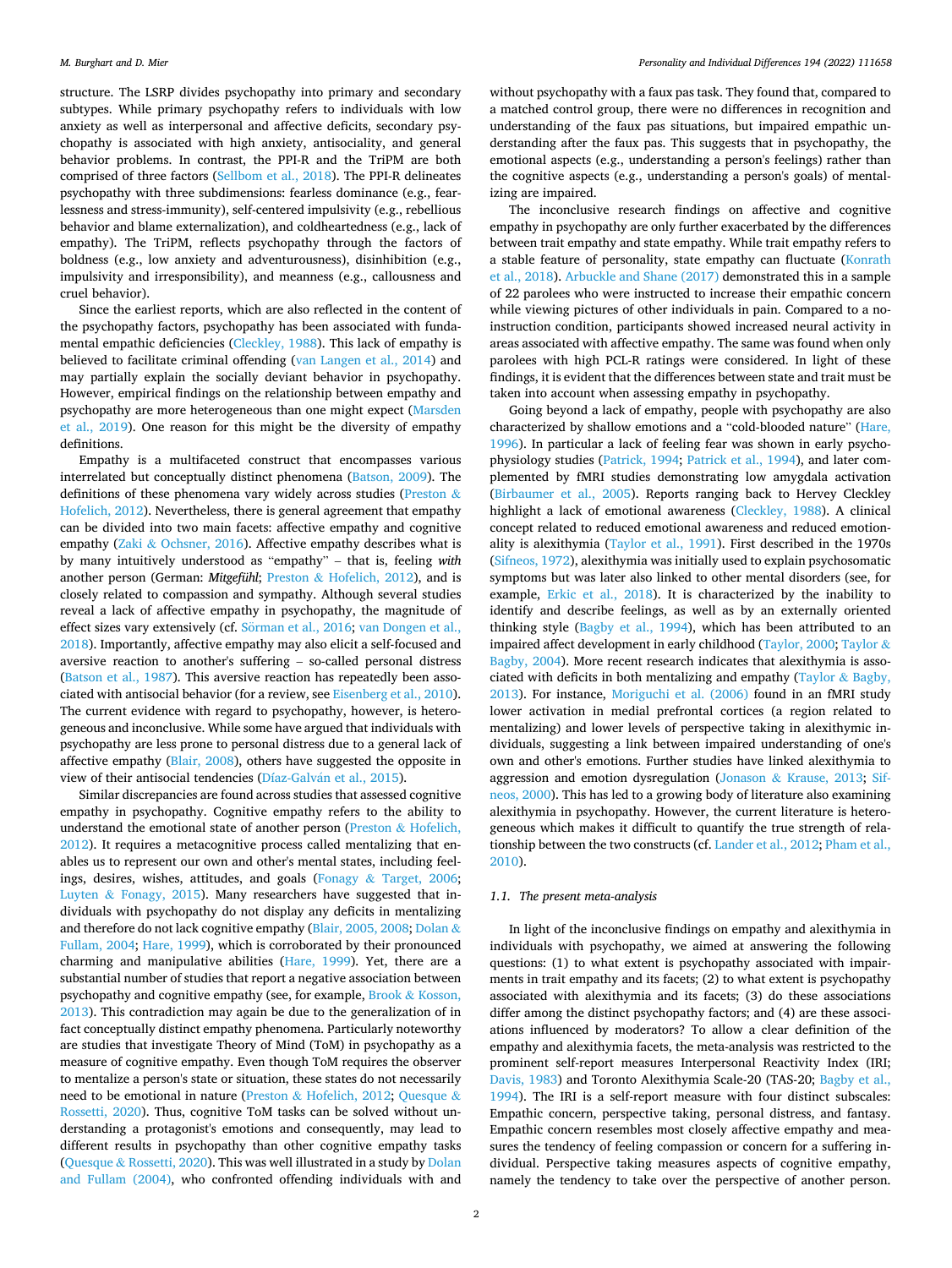structure. The LSRP divides psychopathy into primary and secondary subtypes. While primary psychopathy refers to individuals with low anxiety as well as interpersonal and affective deficits, secondary psychopathy is associated with high anxiety, antisociality, and general behavior problems. In contrast, the PPI-R and the TriPM are both comprised of three factors (Sellbom et al., 2018). The PPI-R delineates psychopathy with three subdimensions: fearless dominance (e.g., fearlessness and stress-immunity), self-centered impulsivity (e.g., rebellious behavior and blame externalization), and coldheartedness (e.g., lack of empathy). The TriPM, reflects psychopathy through the factors of boldness (e.g., low anxiety and adventurousness), disinhibition (e.g., impulsivity and irresponsibility), and meanness (e.g., callousness and cruel behavior).

Since the earliest reports, which are also reflected in the content of the psychopathy factors, psychopathy has been associated with fundamental empathic deficiencies (Cleckley, 1988). This lack of empathy is believed to facilitate criminal offending (van Langen et al., 2014) and may partially explain the socially deviant behavior in psychopathy. However, empirical findings on the relationship between empathy and psychopathy are more heterogeneous than one might expect (Marsden et al., 2019). One reason for this might be the diversity of empathy definitions.

Empathy is a multifaceted construct that encompasses various interrelated but conceptually distinct phenomena (Batson, 2009). The definitions of these phenomena vary widely across studies (Preston & Hofelich, 2012). Nevertheless, there is general agreement that empathy can be divided into two main facets: affective empathy and cognitive empathy (Zaki & Ochsner, 2016). Affective empathy describes what is by many intuitively understood as "empathy" – that is, feeling *with* another person (German: *Mitgefühl*; Preston & Hofelich, 2012), and is closely related to compassion and sympathy. Although several studies reveal a lack of affective empathy in psychopathy, the magnitude of effect sizes vary extensively (cf. Sörman et al., 2016; van Dongen et al., 2018). Importantly, affective empathy may also elicit a self-focused and aversive reaction to another's suffering – so-called personal distress (Batson et al., 1987). This aversive reaction has repeatedly been associated with antisocial behavior (for a review, see Eisenberg et al., 2010). The current evidence with regard to psychopathy, however, is heterogeneous and inconclusive. While some have argued that individuals with psychopathy are less prone to personal distress due to a general lack of affective empathy (Blair, 2008), others have suggested the opposite in view of their antisocial tendencies (Díaz-Galván et al., 2015).

Similar discrepancies are found across studies that assessed cognitive empathy in psychopathy. Cognitive empathy refers to the ability to understand the emotional state of another person (Preston & Hofelich, 2012). It requires a metacognitive process called mentalizing that enables us to represent our own and other's mental states, including feelings, desires, wishes, attitudes, and goals (Fonagy & Target, 2006; Luyten & Fonagy, 2015). Many researchers have suggested that individuals with psychopathy do not display any deficits in mentalizing and therefore do not lack cognitive empathy (Blair, 2005, 2008; Dolan & Fullam, 2004; Hare, 1999), which is corroborated by their pronounced charming and manipulative abilities (Hare, 1999). Yet, there are a substantial number of studies that report a negative association between psychopathy and cognitive empathy (see, for example, Brook & Kosson, 2013). This contradiction may again be due to the generalization of in fact conceptually distinct empathy phenomena. Particularly noteworthy are studies that investigate Theory of Mind (ToM) in psychopathy as a measure of cognitive empathy. Even though ToM requires the observer to mentalize a person's state or situation, these states do not necessarily need to be emotional in nature (Preston & Hofelich, 2012; Quesque & Rossetti, 2020). Thus, cognitive ToM tasks can be solved without understanding a protagonist's emotions and consequently, may lead to different results in psychopathy than other cognitive empathy tasks (Quesque & Rossetti, 2020). This was well illustrated in a study by Dolan and Fullam (2004), who confronted offending individuals with and without psychopathy with a faux pas task. They found that, compared to a matched control group, there were no differences in recognition and understanding of the faux pas situations, but impaired empathic understanding after the faux pas. This suggests that in psychopathy, the emotional aspects (e.g., understanding a person's feelings) rather than the cognitive aspects (e.g., understanding a person's goals) of mentalizing are impaired.

The inconclusive research findings on affective and cognitive empathy in psychopathy are only further exacerbated by the differences between trait empathy and state empathy. While trait empathy refers to a stable feature of personality, state empathy can fluctuate (Konrath et al., 2018). Arbuckle and Shane (2017) demonstrated this in a sample of 22 parolees who were instructed to increase their empathic concern while viewing pictures of other individuals in pain. Compared to a no-instruction condition, participants showed increased neural activity in areas associated with affective empathy. The same was found when only parolees with high PCL-R ratings were considered. In light of these findings, it is evident that the differences between state and trait must be taken into account when assessing empathy in psychopathy.

Going beyond a lack of empathy, people with psychopathy are also characterized by shallow emotions and a "cold-blooded nature" (Hare, 1996). In particular a lack of feeling fear was shown in early psychophysiology studies (Patrick, 1994; Patrick et al., 1994), and later complemented by fMRI studies demonstrating low amygdala activation (Birbaumer et al., 2005). Reports ranging back to Hervey Cleckley highlight a lack of emotional awareness (Cleckley, 1988). A clinical concept related to reduced emotional awareness and reduced emotionality is alexithymia (Taylor et al., 1991). First described in the 1970s (Sifneos, 1972), alexithymia was initially used to explain psychosomatic symptoms but was later also linked to other mental disorders (see, for example, Erkic et al., 2018). It is characterized by the inability to identify and describe feelings, as well as by an externally oriented thinking style (Bagby et al., 1994), which has been attributed to an impaired affect development in early childhood (Taylor, 2000; Taylor & Bagby, 2004). More recent research indicates that alexithymia is associated with deficits in both mentalizing and empathy (Taylor & Bagby, 2013). For instance, Moriguchi et al. (2006) found in an fMRI study lower activation in medial prefrontal cortices (a region related to mentalizing) and lower levels of perspective taking in alexithymic individuals, suggesting a link between impaired understanding of one's own and other's emotions. Further studies have linked alexithymia to aggression and emotion dysregulation (Jonason & Krause, 2013; Sifneos, 2000). This has led to a growing body of literature also examining alexithymia in psychopathy. However, the current literature is heterogeneous which makes it difficult to quantify the true strength of relationship between the two constructs (cf. Lander et al., 2012; Pham et al., 2010).

### 1.1. The present meta-analysis

In light of the inconclusive findings on empathy and alexithymia in individuals with psychopathy, we aimed at answering the following questions: (1) to what extent is psychopathy associated with impairments in trait empathy and its facets; (2) to what extent is psychopathy associated with alexithymia and its facets; (3) do these associations differ among the distinct psychopathy factors; and (4) are these associations influenced by moderators? To allow a clear definition of the empathy and alexithymia facets, the meta-analysis was restricted to the prominent self-report measures Interpersonal Reactivity Index (IRI; Davis, 1983) and Toronto Alexithymia Scale-20 (TAS-20; Bagby et al., 1994). The IRI is a self-report measure with four distinct subscales: Empathic concern, perspective taking, personal distress, and fantasy. Empathic concern resembles most closely affective empathy and measures the tendency of feeling compassion or concern for a suffering individual. Perspective taking measures aspects of cognitive empathy, namely the tendency to take over the perspective of another person.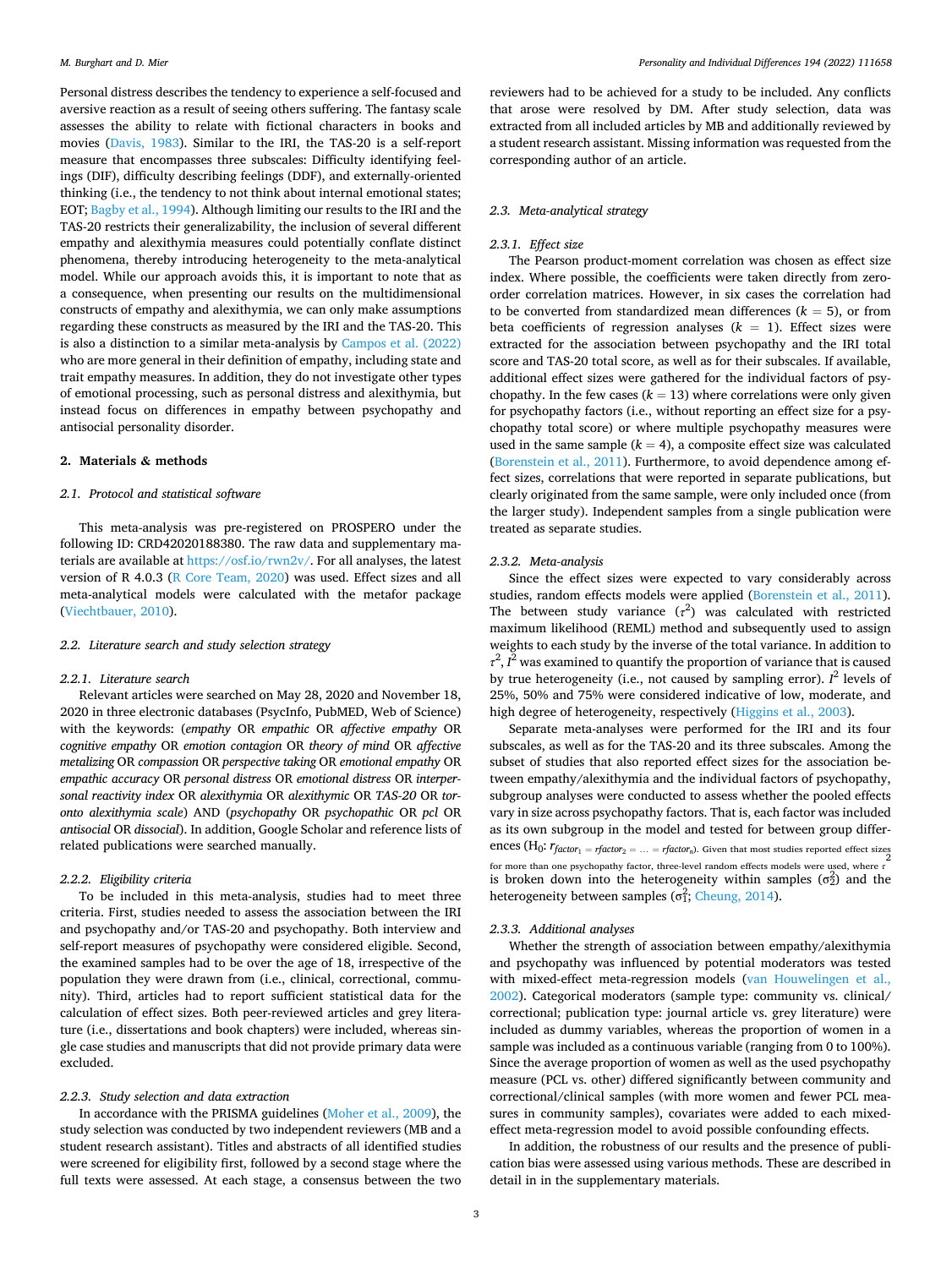Personal distress describes the tendency to experience a self-focused and aversive reaction as a result of seeing others suffering. The fantasy scale assesses the ability to relate with fictional characters in books and movies (Davis, 1983). Similar to the IRI, the TAS-20 is a self-report measure that encompasses three subscales: Difficulty identifying feelings (DIF), difficulty describing feelings (DDF), and externally-oriented thinking (i.e., the tendency to not think about internal emotional states; EOT; Bagby et al., 1994). Although limiting our results to the IRI and the TAS-20 restricts their generalizability, the inclusion of several different empathy and alexithymia measures could potentially conflate distinct phenomena, thereby introducing heterogeneity to the meta-analytical model. While our approach avoids this, it is important to note that as a consequence, when presenting our results on the multidimensional constructs of empathy and alexithymia, we can only make assumptions regarding these constructs as measured by the IRI and the TAS-20. This is also a distinction to a similar meta-analysis by Campos et al. (2022) who are more general in their definition of empathy, including state and trait empathy measures. In addition, they do not investigate other types of emotional processing, such as personal distress and alexithymia, but instead focus on differences in empathy between psychopathy and antisocial personality disorder.

## 2. Materials & methods

### 2.1. Protocol and statistical software

This meta-analysis was pre-registered on PROSPERO under the following ID: CRD42020188380. The raw data and supplementary materials are available at https://osf.io/rwn2v/. For all analyses, the latest version of R 4.0.3 (R Core Team, 2020) was used. Effect sizes and all meta-analytical models were calculated with the metafor package (Viechtbauer, 2010).

### 2.2. Literature search and study selection strategy

#### 2.2.1. Literature search

Relevant articles were searched on May 28, 2020 and November 18, 2020 in three electronic databases (PsycInfo, PubMED, Web of Science) with the keywords: (*empathy* OR *empathic* OR *affective empathy* OR *cognitive empathy* OR *emotion contagion* OR *theory of mind* OR *affective metalizing* OR *compassion* OR *perspective taking* OR *emotional empathy* OR *empathic accuracy* OR *personal distress* OR *emotional distress* OR *interpersonal reactivity index* OR *alexithymia* OR *alexithymic* OR *TAS-20* OR *toronto alexithymia scale*) AND (*psychopathy* OR *psychopathic* OR *pcl* OR *antisocial* OR *dissocial*). In addition, Google Scholar and reference lists of related publications were searched manually.

#### 2.2.2. Eligibility criteria

To be included in this meta-analysis, studies had to meet three criteria. First, studies needed to assess the association between the IRI and psychopathy and/or TAS-20 and psychopathy. Both interview and self-report measures of psychopathy were considered eligible. Second, the examined samples had to be over the age of 18, irrespective of the population they were drawn from (i.e., clinical, correctional, community). Third, articles had to report sufficient statistical data for the calculation of effect sizes. Both peer-reviewed articles and grey literature (i.e., dissertations and book chapters) were included, whereas single case studies and manuscripts that did not provide primary data were excluded.

#### 2.2.3. Study selection and data extraction

In accordance with the PRISMA guidelines (Moher et al., 2009), the study selection was conducted by two independent reviewers (MB and a student research assistant). Titles and abstracts of all identified studies were screened for eligibility first, followed by a second stage where the full texts were assessed. At each stage, a consensus between the two reviewers had to be achieved for a study to be included. Any conflicts that arose were resolved by DM. After study selection, data was extracted from all included articles by MB and additionally reviewed by a student research assistant. Missing information was requested from the corresponding author of an article.

### 2.3. Meta-analytical strategy

#### 2.3.1. Effect size

The Pearson product-moment correlation was chosen as effect size index. Where possible, the coefficients were taken directly from zero-order correlation matrices. However, in six cases the correlation had to be converted from standardized mean differences ($k = 5$), or from beta coefficients of regression analyses ($k = 1$). Effect sizes were extracted for the association between psychopathy and the IRI total score and TAS-20 total score, as well as for their subscales. If available, additional effect sizes were gathered for the individual factors of psychopathy. In the few cases ($k = 13$) where correlations were only given for psychopathy factors (i.e., without reporting an effect size for a psychopathy total score) or where multiple psychopathy measures were used in the same sample ($k = 4$), a composite effect size was calculated (Borenstein et al., 2011). Furthermore, to avoid dependence among effect sizes, correlations that were reported in separate publications, but clearly originated from the same sample, were only included once (from the larger study). Independent samples from a single publication were treated as separate studies.

#### 2.3.2. Meta-analysis

Since the effect sizes were expected to vary considerably across studies, random effects models were applied (Borenstein et al., 2011). The between study variance ($\tau^2$) was calculated with restricted maximum likelihood (REML) method and subsequently used to assign weights to each study by the inverse of the total variance. In addition to $\tau^2$, $I^2$ was examined to quantify the proportion of variance that is caused by true heterogeneity (i.e., not caused by sampling error). $I^2$ levels of 25%, 50% and 75% were considered indicative of low, moderate, and high degree of heterogeneity, respectively (Higgins et al., 2003).

Separate meta-analyses were performed for the IRI and its four subscales, as well as for the TAS-20 and its three subscales. Among the subset of studies that also reported effect sizes for the association between empathy/alexithymia and the individual factors of psychopathy, subgroup analyses were conducted to assess whether the pooled effects vary in size across psychopathy factors. That is, each factor was included as its own subgroup in the model and tested for between group differences ($H_0$: $r_{factor_1} = r_{factor_2} = \ldots = r_{factor_n}$). Given that most studies reported effect sizes for more than one psychopathy factor, three-level random effects models were used, where $\tau^2$ is broken down into the heterogeneity within samples ($\sigma_2^2$) and the heterogeneity between samples ($\sigma_1^2$; Cheung, 2014).

#### 2.3.3. Additional analyses

Whether the strength of association between empathy/alexithymia and psychopathy was influenced by potential moderators was tested with mixed-effect meta-regression models (van Houwelingen et al., 2002). Categorical moderators (sample type: community vs. clinical/correctional; publication type: journal article vs. grey literature) were included as dummy variables, whereas the proportion of women in a sample was included as a continuous variable (ranging from 0 to 100%). Since the average proportion of women as well as the used psychopathy measure (PCL vs. other) differed significantly between community and correctional/clinical samples (with more women and fewer PCL measures in community samples), covariates were added to each mixed-effect meta-regression model to avoid possible confounding effects.

In addition, the robustness of our results and the presence of publication bias were assessed using various methods. These are described in detail in the supplementary materials.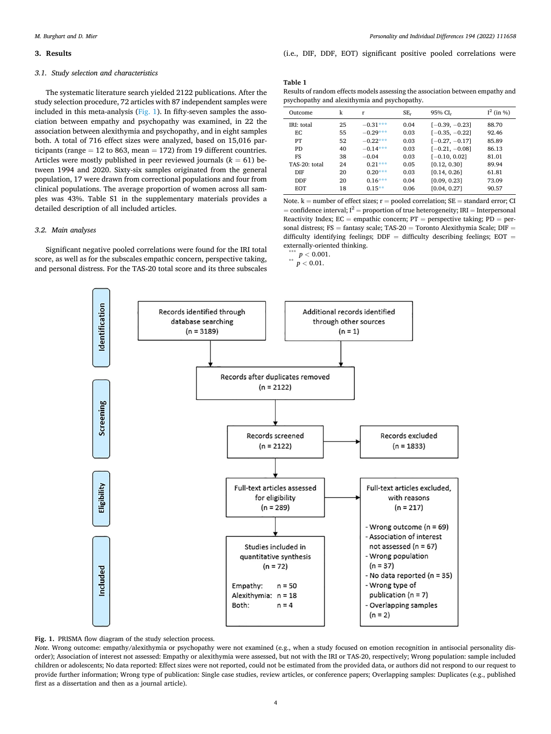## 3. Results

### 3.1. Study selection and characteristics

The systematic literature search yielded 2122 publications. After the study selection procedure, 72 articles with 87 independent samples were included in this meta-analysis (Fig. 1). In fifty-seven samples the association between empathy and psychopathy was examined, in 22 the association between alexithymia and psychopathy, and in eight samples both. A total of 716 effect sizes were analyzed, based on 15,016 participants (range = 12 to 863, mean = 172) from 19 different countries. Articles were mostly published in peer reviewed journals ($k = 61$) between 1994 and 2020. Sixty-six samples originated from the general population, 17 were drawn from correctional populations and four from clinical populations. The average proportion of women across all samples was 43%. Table S1 in the supplementary materials provides a detailed description of all included articles.

### 3.2. Main analyses

Significant negative pooled correlations were found for the IRI total score, as well as for the subscales empathic concern, perspective taking, and personal distress. For the TAS-20 total score and its three subscales (i.e., DIF, DDF, EOT) significant positive pooled correlations were

**Table 1**
Results of random effects models assessing the association between empathy and psychopathy and alexithymia and psychopathy.

| Outcome | k | r | $SE_r$ | 95% $CI_r$ | $I^2$ (in %) |
|---|---|---|---|---|---|
| IRI: total | 25 | −0.31*** | 0.04 | [−0.39, −0.23] | 88.70 |
| EC | 55 | −0.29*** | 0.03 | [−0.35, −0.22] | 92.46 |
| PT | 52 | −0.22*** | 0.03 | [−0.27, −0.17] | 85.89 |
| PD | 40 | −0.14*** | 0.03 | [−0.21, −0.08] | 86.13 |
| FS | 38 | −0.04 | 0.03 | [−0.10, 0.02] | 81.01 |
| TAS-20: total | 24 | 0.21*** | 0.05 | [0.12, 0.30] | 89.94 |
| DIF | 20 | 0.20*** | 0.03 | [0.14, 0.26] | 61.81 |
| DDF | 20 | 0.16*** | 0.04 | [0.09, 0.23] | 73.09 |
| EOT | 18 | 0.15** | 0.06 | [0.04, 0.27] | 90.57 |

Note. k = number of effect sizes; r = pooled correlation; SE = standard error; CI = confidence interval; $I^2$ = proportion of true heterogeneity; IRI = Interpersonal Reactivity Index; EC = empathic concern; PT = perspective taking; PD = personal distress; FS = fantasy scale; TAS-20 = Toronto Alexithymia Scale; DIF = difficulty identifying feelings; DDF = difficulty describing feelings; EOT = externally-oriented thinking.

*** $p < 0.001$.

** $p < 0.01$.

**Identification**
- Records identified through database searching (n = 3189)
- Additional records identified through other sources (n = 1)

**Screening**
- Records after duplicates removed (n = 2122)
- Records screened (n = 2122)
- Records excluded (n = 1833)

**Eligibility**
- Full-text articles assessed for eligibility (n = 289)
- Full-text articles excluded, with reasons (n = 217)
  - Wrong outcome (n = 69)
  - Association of interest not assessed (n = 67)
  - Wrong population (n = 37)
  - No data reported (n = 35)
  - Wrong type of publication (n = 7)
  - Overlapping samples (n = 2)

**Included**
- Studies included in quantitative synthesis (n = 72)
  - Empathy: n = 50
  - Alexithymia: n = 18
  - Both: n = 4

**Fig. 1.** PRISMA flow diagram of the study selection process.

*Note*. Wrong outcome: empathy/alexithymia or psychopathy were not examined (e.g., when a study focused on emotion recognition in antisocial personality disorder); Association of interest not assessed: Empathy or alexithymia were assessed, but not with the IRI or TAS-20, respectively; Wrong population: sample included children or adolescents; No data reported: Effect sizes were not reported, could not be estimated from the provided data, or authors did not respond to our request to provide further information; Wrong type of publication: Single case studies, review articles, or conference papers; Overlapping samples: Duplicates (e.g., published first as a dissertation and then as a journal article).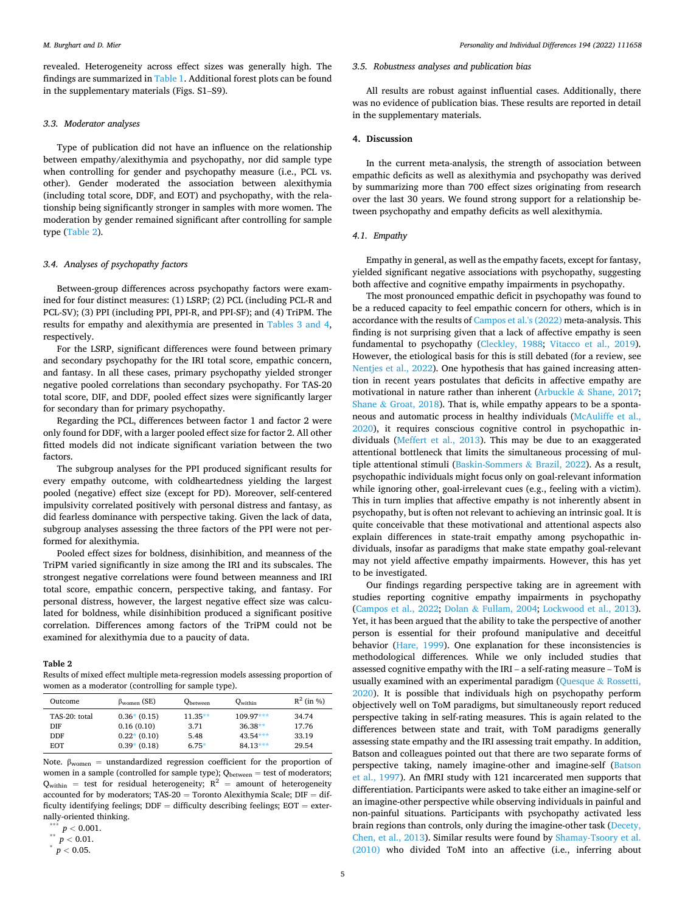revealed. Heterogeneity across effect sizes was generally high. The findings are summarized in Table 1. Additional forest plots can be found in the supplementary materials (Figs. S1–S9).

### 3.3. Moderator analyses

Type of publication did not have an influence on the relationship between empathy/alexithymia and psychopathy, nor did sample type when controlling for gender and psychopathy measure (i.e., PCL vs. other). Gender moderated the association between alexithymia (including total score, DDF, and EOT) and psychopathy, with the relationship being significantly stronger in samples with more women. The moderation by gender remained significant after controlling for sample type (Table 2).

### 3.4. Analyses of psychopathy factors

Between-group differences across psychopathy factors were examined for four distinct measures: (1) LSRP; (2) PCL (including PCL-R and PCL-SV); (3) PPI (including PPI, PPI-R, and PPI-SF); and (4) TriPM. The results for empathy and alexithymia are presented in Tables 3 and 4, respectively.

For the LSRP, significant differences were found between primary and secondary psychopathy for the IRI total score, empathic concern, and fantasy. In all these cases, primary psychopathy yielded stronger negative pooled correlations than secondary psychopathy. For TAS-20 total score, DIF, and DDF, pooled effect sizes were significantly larger for secondary than for primary psychopathy.

Regarding the PCL, differences between factor 1 and factor 2 were only found for DDF, with a larger pooled effect size for factor 2. All other fitted models did not indicate significant variation between the two factors.

The subgroup analyses for the PPI produced significant results for every empathy outcome, with coldheartedness yielding the largest pooled (negative) effect size (except for PD). Moreover, self-centered impulsivity correlated positively with personal distress and fantasy, as did fearless dominance with perspective taking. Given the lack of data, subgroup analyses assessing the three factors of the PPI were not performed for alexithymia.

Pooled effect sizes for boldness, disinhibition, and meanness of the TriPM varied significantly in size among the IRI and its subscales. The strongest negative correlations were found between meanness and IRI total score, empathic concern, perspective taking, and fantasy. For personal distress, however, the largest negative effect size was calculated for boldness, while disinhibition produced a significant positive correlation. Differences among factors of the TriPM could not be examined for alexithymia due to a paucity of data.

**Table 2**
Results of mixed effect multiple meta-regression models assessing proportion of women as a moderator (controlling for sample type).

| Outcome | $\beta_{women}$ (SE) | $Q_{between}$ | $Q_{within}$ | $R^2$ (in %) |
|---|---|---|---|---|
| TAS-20: total | 0.36* (0.15) | 11.35** | 109.97*** | 34.74 |
| DIF | 0.16 (0.10) | 3.71 | 36.38** | 17.76 |
| DDF | 0.22* (0.10) | 5.48 | 43.54*** | 33.19 |
| EOT | 0.39* (0.18) | 6.75* | 84.13*** | 29.54 |

Note. $\beta_{women}$ = unstandardized regression coefficient for the proportion of women in a sample (controlled for sample type); $Q_{between}$ = test of moderators; $Q_{within}$ = test for residual heterogeneity; $R^2$ = amount of heterogeneity accounted for by moderators; TAS-20 = Toronto Alexithymia Scale; DIF = difficulty identifying feelings; DDF = difficulty describing feelings; EOT = externally-oriented thinking.

*** $p < 0.001$.
** $p < 0.01$.
* $p < 0.05$.

### 3.5. Robustness analyses and publication bias

All results are robust against influential cases. Additionally, there was no evidence of publication bias. These results are reported in detail in the supplementary materials.

## 4. Discussion

In the current meta-analysis, the strength of association between empathic deficits as well as alexithymia and psychopathy was derived by summarizing more than 700 effect sizes originating from research over the last 30 years. We found strong support for a relationship between psychopathy and empathy deficits as well alexithymia.

### 4.1. Empathy

Empathy in general, as well as the empathy facets, except for fantasy, yielded significant negative associations with psychopathy, suggesting both affective and cognitive empathy impairments in psychopathy.

The most pronounced empathic deficit in psychopathy was found to be a reduced capacity to feel empathic concern for others, which is in accordance with the results of Campos et al.'s (2022) meta-analysis. This finding is not surprising given that a lack of affective empathy is seen fundamental to psychopathy (Cleckley, 1988; Vitacco et al., 2019). However, the etiological basis for this is still debated (for a review, see Nentjes et al., 2022). One hypothesis that has gained increasing attention in recent years postulates that deficits in affective empathy are motivational in nature rather than inherent (Arbuckle & Shane, 2017; Shane & Groat, 2018). That is, while empathy appears to be a spontaneous and automatic process in healthy individuals (McAuliffe et al., 2020), it requires conscious cognitive control in psychopathic individuals (Meffert et al., 2013). This may be due to an exaggerated attentional bottleneck that limits the simultaneous processing of multiple attentional stimuli (Baskin-Sommers & Brazil, 2022). As a result, psychopathic individuals might focus only on goal-relevant information while ignoring other, goal-irrelevant cues (e.g., feeling with a victim). This in turn implies that affective empathy is not inherently absent in psychopathy, but is often not relevant to achieving an intrinsic goal. It is quite conceivable that these motivational and attentional aspects also explain differences in state-trait empathy among psychopathic individuals, insofar as paradigms that make state empathy goal-relevant may not yield affective empathy impairments. However, this has yet to be investigated.

Our findings regarding perspective taking are in agreement with studies reporting cognitive empathy impairments in psychopathy (Campos et al., 2022; Dolan & Fullam, 2004; Lockwood et al., 2013). Yet, it has been argued that the ability to take the perspective of another person is essential for their profound manipulative and deceitful behavior (Hare, 1999). One explanation for these inconsistencies is methodological differences. While we only included studies that assessed cognitive empathy with the IRI – a self-rating measure – ToM is usually examined with an experimental paradigm (Quesque & Rossetti, 2020). It is possible that individuals high on psychopathy perform objectively well on ToM paradigms, but simultaneously report reduced perspective taking in self-rating measures. This is again related to the differences between state and trait, with ToM paradigms generally assessing state empathy and the IRI assessing trait empathy. In addition, Batson and colleagues pointed out that there are two separate forms of perspective taking, namely imagine-other and imagine-self (Batson et al., 1997). An fMRI study with 121 incarcerated men supports that differentiation. Participants were asked to take either an imagine-self or an imagine-other perspective while observing individuals in painful and non-painful situations. Participants with psychopathy activated less brain regions than controls, only during the imagine-other task (Decety, Chen, et al., 2013). Similar results were found by Shamay-Tsoory et al. (2010) who divided ToM into an affective (i.e., inferring about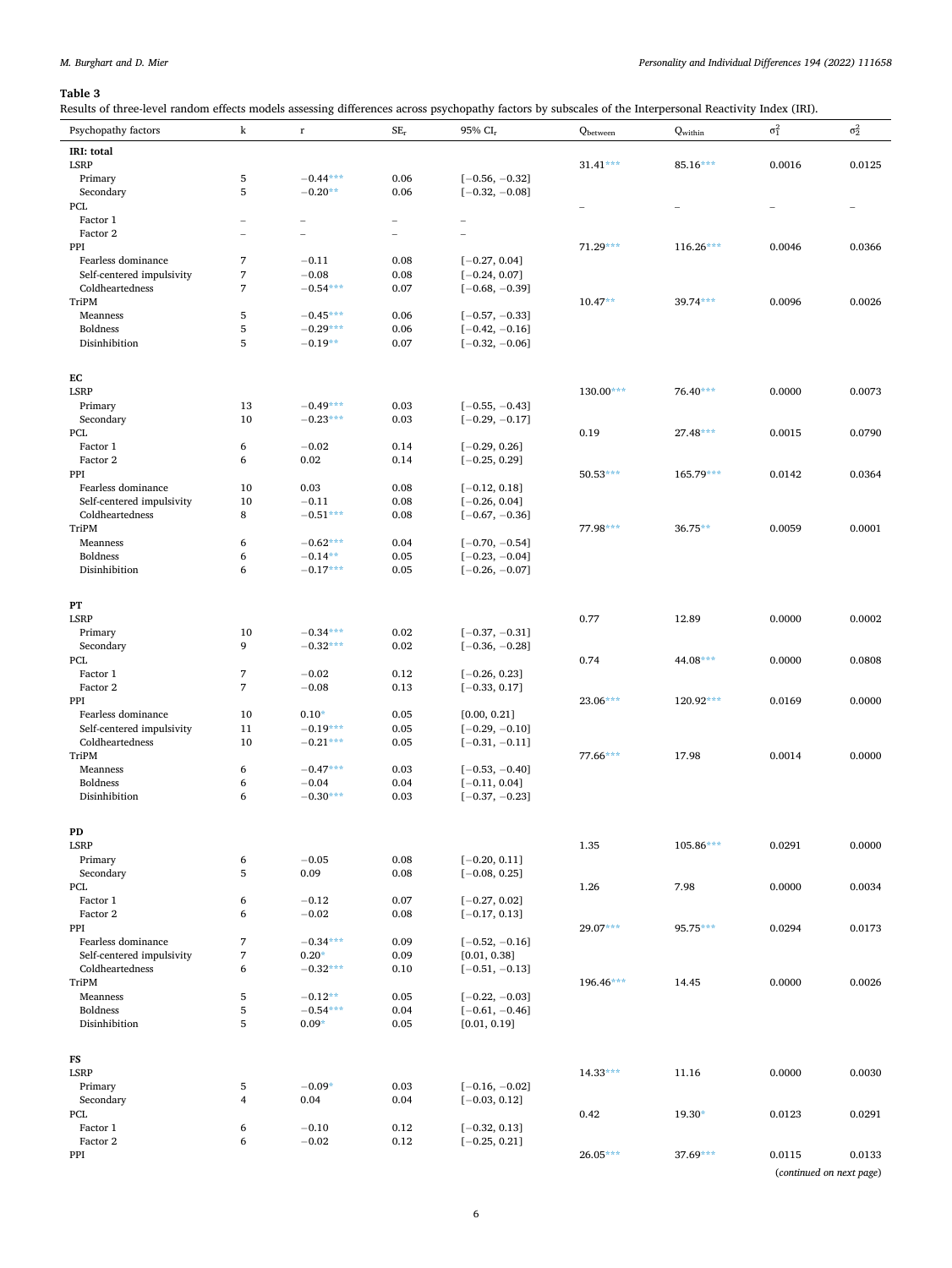**Table 3**
Results of three-level random effects models assessing differences across psychopathy factors by subscales of the Interpersonal Reactivity Index (IRI).

| Psychopathy factors | k | r | $SE_r$ | 95% $CI_r$ | $Q_{between}$ | $Q_{within}$ | $\sigma_1^2$ | $\sigma_2^2$ |
|---|---|---|---|---|---|---|---|---|
| **IRI: total** | | | | | | | | |
| LSRP | | | | | 31.41*** | 85.16*** | 0.0016 | 0.0125 |
| Primary | 5 | −0.44*** | 0.06 | [−0.56, −0.32] | | | | |
| Secondary | 5 | −0.20** | 0.06 | [−0.32, −0.08] | | | | |
| PCL | | | | | – | – | – | – |
| Factor 1 | – | – | – | – | | | | |
| Factor 2 | – | – | – | – | | | | |
| PPI | | | | | 71.29*** | 116.26*** | 0.0046 | 0.0366 |
| Fearless dominance | 7 | −0.11 | 0.08 | [−0.27, 0.04] | | | | |
| Self-centered impulsivity | 7 | −0.08 | 0.08 | [−0.24, 0.07] | | | | |
| Coldheartedness | 7 | −0.54*** | 0.07 | [−0.68, −0.39] | | | | |
| TriPM | | | | | 10.47** | 39.74*** | 0.0096 | 0.0026 |
| Meanness | 5 | −0.45*** | 0.06 | [−0.57, −0.33] | | | | |
| Boldness | 5 | −0.29*** | 0.06 | [−0.42, −0.16] | | | | |
| Disinhibition | 5 | −0.19** | 0.07 | [−0.32, −0.06] | | | | |
| **EC** | | | | | | | | |
| LSRP | | | | | 130.00*** | 76.40*** | 0.0000 | 0.0073 |
| Primary | 13 | −0.49*** | 0.03 | [−0.55, −0.43] | | | | |
| Secondary | 10 | −0.23*** | 0.03 | [−0.29, −0.17] | | | | |
| PCL | | | | | 0.19 | 27.48*** | 0.0015 | 0.0790 |
| Factor 1 | 6 | −0.02 | 0.14 | [−0.29, 0.26] | | | | |
| Factor 2 | 6 | 0.02 | 0.14 | [−0.25, 0.29] | | | | |
| PPI | | | | | 50.53*** | 165.79*** | 0.0142 | 0.0364 |
| Fearless dominance | 10 | 0.03 | 0.08 | [−0.12, 0.18] | | | | |
| Self-centered impulsivity | 10 | −0.11 | 0.08 | [−0.26, 0.04] | | | | |
| Coldheartedness | 8 | −0.51*** | 0.08 | [−0.67, −0.36] | | | | |
| TriPM | | | | | 77.98*** | 36.75** | 0.0059 | 0.0001 |
| Meanness | 6 | −0.62*** | 0.04 | [−0.70, −0.54] | | | | |
| Boldness | 6 | −0.14** | 0.05 | [−0.23, −0.04] | | | | |
| Disinhibition | 6 | −0.17*** | 0.05 | [−0.26, −0.07] | | | | |
| **PT** | | | | | | | | |
| LSRP | | | | | 0.77 | 12.89 | 0.0000 | 0.0002 |
| Primary | 10 | −0.34*** | 0.02 | [−0.37, −0.31] | | | | |
| Secondary | 9 | −0.32*** | 0.02 | [−0.36, −0.28] | | | | |
| PCL | | | | | 0.74 | 44.08*** | 0.0000 | 0.0808 |
| Factor 1 | 7 | −0.02 | 0.12 | [−0.26, 0.23] | | | | |
| Factor 2 | 7 | −0.08 | 0.13 | [−0.33, 0.17] | | | | |
| PPI | | | | | 23.06*** | 120.92*** | 0.0169 | 0.0000 |
| Fearless dominance | 10 | 0.10* | 0.05 | [0.00, 0.21] | | | | |
| Self-centered impulsivity | 11 | −0.19*** | 0.05 | [−0.29, −0.10] | | | | |
| Coldheartedness | 10 | −0.21*** | 0.05 | [−0.31, −0.11] | | | | |
| TriPM | | | | | 77.66*** | 17.98 | 0.0014 | 0.0000 |
| Meanness | 6 | −0.47*** | 0.03 | [−0.53, −0.40] | | | | |
| Boldness | 6 | −0.04 | 0.04 | [−0.11, 0.04] | | | | |
| Disinhibition | 6 | −0.30*** | 0.03 | [−0.37, −0.23] | | | | |
| **PD** | | | | | | | | |
| LSRP | | | | | 1.35 | 105.86*** | 0.0291 | 0.0000 |
| Primary | 6 | −0.05 | 0.08 | [−0.20, 0.11] | | | | |
| Secondary | 5 | 0.09 | 0.08 | [−0.08, 0.25] | | | | |
| PCL | | | | | 1.26 | 7.98 | 0.0000 | 0.0034 |
| Factor 1 | 6 | −0.12 | 0.07 | [−0.27, 0.02] | | | | |
| Factor 2 | 6 | −0.02 | 0.08 | [−0.17, 0.13] | | | | |
| PPI | | | | | 29.07*** | 95.75*** | 0.0294 | 0.0173 |
| Fearless dominance | 7 | −0.34*** | 0.09 | [−0.52, −0.16] | | | | |
| Self-centered impulsivity | 7 | 0.20* | 0.09 | [0.01, 0.38] | | | | |
| Coldheartedness | 6 | −0.32*** | 0.10 | [−0.51, −0.13] | | | | |
| TriPM | | | | | 196.46*** | 14.45 | 0.0000 | 0.0026 |
| Meanness | 5 | −0.12** | 0.05 | [−0.22, −0.03] | | | | |
| Boldness | 5 | −0.54*** | 0.04 | [−0.61, −0.46] | | | | |
| Disinhibition | 5 | 0.09* | 0.05 | [0.01, 0.19] | | | | |
| **FS** | | | | | | | | |
| LSRP | | | | | 14.33*** | 11.16 | 0.0000 | 0.0030 |
| Primary | 5 | −0.09* | 0.03 | [−0.16, −0.02] | | | | |
| Secondary | 4 | 0.04 | 0.04 | [−0.03, 0.12] | | | | |
| PCL | | | | | 0.42 | 19.30* | 0.0123 | 0.0291 |
| Factor 1 | 6 | −0.10 | 0.12 | [−0.32, 0.13] | | | | |
| Factor 2 | 6 | −0.02 | 0.12 | [−0.25, 0.21] | | | | |
| PPI | | | | | 26.05*** | 37.69*** | 0.0115 | 0.0133 |

(*continued on next page*)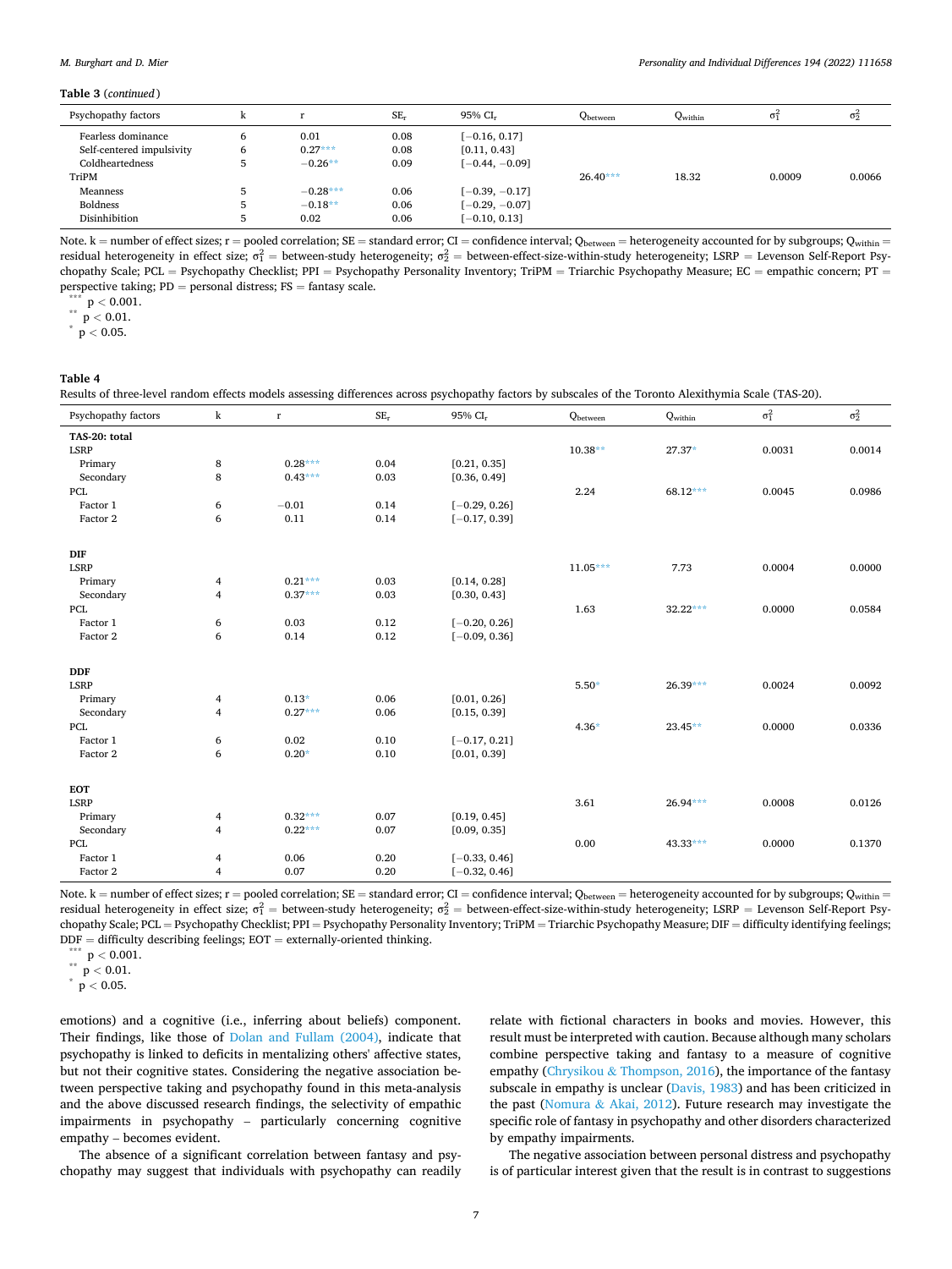**Table 3** (*continued*)

| Psychopathy factors | k | r | $SE_r$ | 95% $CI_r$ | $Q_{between}$ | $Q_{within}$ | $\sigma_1^2$ | $\sigma_2^2$ |
|---|---|---|---|---|---|---|---|---|
| Fearless dominance | 6 | 0.01 | 0.08 | [−0.16, 0.17] | | | | |
| Self-centered impulsivity | 6 | 0.27*** | 0.08 | [0.11, 0.43] | | | | |
| Coldheartedness | 5 | −0.26** | 0.09 | [−0.44, −0.09] | | | | |
| TriPM | | | | | 26.40*** | 18.32 | 0.0009 | 0.0066 |
| Meanness | 5 | −0.28*** | 0.06 | [−0.39, −0.17] | | | | |
| Boldness | 5 | −0.18** | 0.06 | [−0.29, −0.07] | | | | |
| Disinhibition | 5 | 0.02 | 0.06 | [−0.10, 0.13] | | | | |

Note. k = number of effect sizes; r = pooled correlation; SE = standard error; CI = confidence interval; $Q_{between}$ = heterogeneity accounted for by subgroups; $Q_{within}$ = residual heterogeneity in effect size; $\sigma_1^2$ = between-study heterogeneity; $\sigma_2^2$ = between-effect-size-within-study heterogeneity; LSRP = Levenson Self-Report Psychopathy Scale; PCL = Psychopathy Checklist; PPI = Psychopathy Personality Inventory; TriPM = Triarchic Psychopathy Measure; EC = empathic concern; PT = perspective taking; PD = personal distress; FS = fantasy scale.

*** $p < 0.001$.
** $p < 0.01$.
* $p < 0.05$.

**Table 4**
Results of three-level random effects models assessing differences across psychopathy factors by subscales of the Toronto Alexithymia Scale (TAS-20).

| Psychopathy factors | k | r | $SE_r$ | 95% $CI_r$ | $Q_{between}$ | $Q_{within}$ | $\sigma_1^2$ | $\sigma_2^2$ |
|---|---|---|---|---|---|---|---|---|
| **TAS-20: total** | | | | | | | | |
| LSRP | | | | | 10.38** | 27.37* | 0.0031 | 0.0014 |
| Primary | 8 | 0.28*** | 0.04 | [0.21, 0.35] | | | | |
| Secondary | 8 | 0.43*** | 0.03 | [0.36, 0.49] | | | | |
| PCL | | | | | 2.24 | 68.12*** | 0.0045 | 0.0986 |
| Factor 1 | 6 | −0.01 | 0.14 | [−0.29, 0.26] | | | | |
| Factor 2 | 6 | 0.11 | 0.14 | [−0.17, 0.39] | | | | |
| **DIF** | | | | | | | | |
| LSRP | | | | | 11.05*** | 7.73 | 0.0004 | 0.0000 |
| Primary | 4 | 0.21*** | 0.03 | [0.14, 0.28] | | | | |
| Secondary | 4 | 0.37*** | 0.03 | [0.30, 0.43] | | | | |
| PCL | | | | | 1.63 | 32.22*** | 0.0000 | 0.0584 |
| Factor 1 | 6 | 0.03 | 0.12 | [−0.20, 0.26] | | | | |
| Factor 2 | 6 | 0.14 | 0.12 | [−0.09, 0.36] | | | | |
| **DDF** | | | | | | | | |
| LSRP | | | | | 5.50* | 26.39*** | 0.0024 | 0.0092 |
| Primary | 4 | 0.13* | 0.06 | [0.01, 0.26] | | | | |
| Secondary | 4 | 0.27*** | 0.06 | [0.15, 0.39] | | | | |
| PCL | | | | | 4.36* | 23.45** | 0.0000 | 0.0336 |
| Factor 1 | 6 | 0.02 | 0.10 | [−0.17, 0.21] | | | | |
| Factor 2 | 6 | 0.20* | 0.10 | [0.01, 0.39] | | | | |
| **EOT** | | | | | | | | |
| LSRP | | | | | 3.61 | 26.94*** | 0.0008 | 0.0126 |
| Primary | 4 | 0.32*** | 0.07 | [0.19, 0.45] | | | | |
| Secondary | 4 | 0.22*** | 0.07 | [0.09, 0.35] | | | | |
| PCL | | | | | 0.00 | 43.33*** | 0.0000 | 0.1370 |
| Factor 1 | 4 | 0.06 | 0.20 | [−0.33, 0.46] | | | | |
| Factor 2 | 4 | 0.07 | 0.20 | [−0.32, 0.46] | | | | |

Note. k = number of effect sizes; r = pooled correlation; SE = standard error; CI = confidence interval; $Q_{between}$ = heterogeneity accounted for by subgroups; $Q_{within}$ = residual heterogeneity in effect size; $\sigma_1^2$ = between-study heterogeneity; $\sigma_2^2$ = between-effect-size-within-study heterogeneity; LSRP = Levenson Self-Report Psychopathy Scale; PCL = Psychopathy Checklist; PPI = Psychopathy Personality Inventory; TriPM = Triarchic Psychopathy Measure; DIF = difficulty identifying feelings; DDF = difficulty describing feelings; EOT = externally-oriented thinking.

*** $p < 0.001$.
** $p < 0.01$.
* $p < 0.05$.

emotions) and a cognitive (i.e., inferring about beliefs) component. Their findings, like those of Dolan and Fullam (2004), indicate that psychopathy is linked to deficits in mentalizing others' affective states, but not their cognitive states. Considering the negative association between perspective taking and psychopathy found in this meta-analysis and the above discussed research findings, the selectivity of empathic impairments in psychopathy – particularly concerning cognitive empathy – becomes evident.

The absence of a significant correlation between fantasy and psychopathy may suggest that individuals with psychopathy can readily relate with fictional characters in books and movies. However, this result must be interpreted with caution. Because although many scholars combine perspective taking and fantasy to a measure of cognitive empathy (Chrysikou & Thompson, 2016), the importance of the fantasy subscale in empathy is unclear (Davis, 1983) and has been criticized in the past (Nomura & Akai, 2012). Future research may investigate the specific role of fantasy in psychopathy and other disorders characterized by empathy impairments.

The negative association between personal distress and psychopathy is of particular interest given that the result is in contrast to suggestions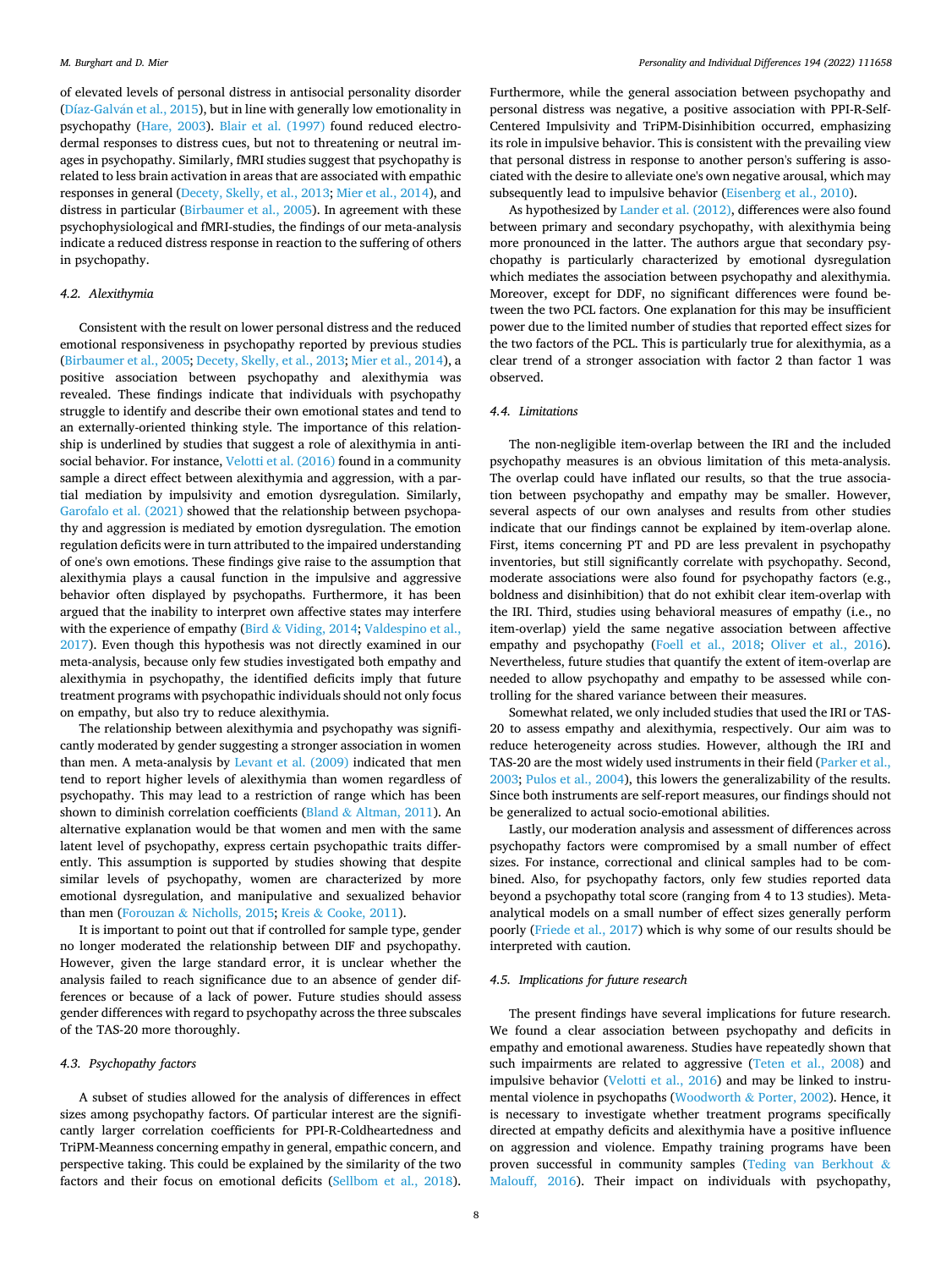of elevated levels of personal distress in antisocial personality disorder (Díaz-Galván et al., 2015), but in line with generally low emotionality in psychopathy (Hare, 2003). Blair et al. (1997) found reduced electrodermal responses to distress cues, but not to threatening or neutral images in psychopathy. Similarly, fMRI studies suggest that psychopathy is related to less brain activation in areas that are associated with empathic responses in general (Decety, Skelly, et al., 2013; Mier et al., 2014), and distress in particular (Birbaumer et al., 2005). In agreement with these psychophysiological and fMRI-studies, the findings of our meta-analysis indicate a reduced distress response in reaction to the suffering of others in psychopathy.

### 4.2. Alexithymia

Consistent with the result on lower personal distress and the reduced emotional responsiveness in psychopathy reported by previous studies (Birbaumer et al., 2005; Decety, Skelly, et al., 2013; Mier et al., 2014), a positive association between psychopathy and alexithymia was revealed. These findings indicate that individuals with psychopathy struggle to identify and describe their own emotional states and tend to an externally-oriented thinking style. The importance of this relationship is underlined by studies that suggest a role of alexithymia in antisocial behavior. For instance, Velotti et al. (2016) found in a community sample a direct effect between alexithymia and aggression, with a partial mediation by impulsivity and emotion dysregulation. Similarly, Garofalo et al. (2021) showed that the relationship between psychopathy and aggression is mediated by emotion dysregulation. The emotion regulation deficits were in turn attributed to the impaired understanding of one's own emotions. These findings give raise to the assumption that alexithymia plays a causal function in the impulsive and aggressive behavior often displayed by psychopaths. Furthermore, it has been argued that the inability to interpret own affective states may interfere with the experience of empathy (Bird & Viding, 2014; Valdespino et al., 2017). Even though this hypothesis was not directly examined in our meta-analysis, because only few studies investigated both empathy and alexithymia in psychopathy, the identified deficits imply that future treatment programs with psychopathic individuals should not only focus on empathy, but also try to reduce alexithymia.

The relationship between alexithymia and psychopathy was significantly moderated by gender suggesting a stronger association in women than men. A meta-analysis by Levant et al. (2009) indicated that men tend to report higher levels of alexithymia than women regardless of psychopathy. This may lead to a restriction of range which has been shown to diminish correlation coefficients (Bland & Altman, 2011). An alternative explanation would be that women and men with the same latent level of psychopathy, express certain psychopathic traits differently. This assumption is supported by studies showing that despite similar levels of psychopathy, women are characterized by more emotional dysregulation, and manipulative and sexualized behavior than men (Forouzan & Nicholls, 2015; Kreis & Cooke, 2011).

It is important to point out that if controlled for sample type, gender no longer moderated the relationship between DIF and psychopathy. However, given the large standard error, it is unclear whether the analysis failed to reach significance due to an absence of gender differences or because of a lack of power. Future studies should assess gender differences with regard to psychopathy across the three subscales of the TAS-20 more thoroughly.

### 4.3. Psychopathy factors

A subset of studies allowed for the analysis of differences in effect sizes among psychopathy factors. Of particular interest are the significantly larger correlation coefficients for PPI-R-Coldheartedness and TriPM-Meanness concerning empathy in general, empathic concern, and perspective taking. This could be explained by the similarity of the two factors and their focus on emotional deficits (Sellbom et al., 2018). Furthermore, while the general association between psychopathy and personal distress was negative, a positive association with PPI-R-Self-Centered Impulsivity and TriPM-Disinhibition occurred, emphasizing its role in impulsive behavior. This is consistent with the prevailing view that personal distress in response to another person's suffering is associated with the desire to alleviate one's own negative arousal, which may subsequently lead to impulsive behavior (Eisenberg et al., 2010).

As hypothesized by Lander et al. (2012), differences were also found between primary and secondary psychopathy, with alexithymia being more pronounced in the latter. The authors argue that secondary psychopathy is particularly characterized by emotional dysregulation which mediates the association between psychopathy and alexithymia. Moreover, except for DDF, no significant differences were found between the two PCL factors. One explanation for this may be insufficient power due to the limited number of studies that reported effect sizes for the two factors of the PCL. This is particularly true for alexithymia, as a clear trend of a stronger association with factor 2 than factor 1 was observed.

### 4.4. Limitations

The non-negligible item-overlap between the IRI and the included psychopathy measures is an obvious limitation of this meta-analysis. The overlap could have inflated our results, so that the true association between psychopathy and empathy may be smaller. However, several aspects of our own analyses and results from other studies indicate that our findings cannot be explained by item-overlap alone. First, items concerning PT and PD are less prevalent in psychopathy inventories, but still significantly correlate with psychopathy. Second, moderate associations were also found for psychopathy factors (e.g., boldness and disinhibition) that do not exhibit clear item-overlap with the IRI. Third, studies using behavioral measures of empathy (i.e., no item-overlap) yield the same negative association between affective empathy and psychopathy (Foell et al., 2018; Oliver et al., 2016). Nevertheless, future studies that quantify the extent of item-overlap are needed to allow psychopathy and empathy to be assessed while controlling for the shared variance between their measures.

Somewhat related, we only included studies that used the IRI or TAS-20 to assess empathy and alexithymia, respectively. Our aim was to reduce heterogeneity across studies. However, although the IRI and TAS-20 are the most widely used instruments in their field (Parker et al., 2003; Pulos et al., 2004), this lowers the generalizability of the results. Since both instruments are self-report measures, our findings should not be generalized to actual socio-emotional abilities.

Lastly, our moderation analysis and assessment of differences across psychopathy factors were compromised by a small number of effect sizes. For instance, correctional and clinical samples had to be combined. Also, for psychopathy factors, only few studies reported data beyond a psychopathy total score (ranging from 4 to 13 studies). Meta-analytical models on a small number of effect sizes generally perform poorly (Friede et al., 2017) which is why some of our results should be interpreted with caution.

### 4.5. Implications for future research

The present findings have several implications for future research. We found a clear association between psychopathy and deficits in empathy and emotional awareness. Studies have repeatedly shown that such impairments are related to aggressive (Teten et al., 2008) and impulsive behavior (Velotti et al., 2016) and may be linked to instrumental violence in psychopaths (Woodworth & Porter, 2002). Hence, it is necessary to investigate whether treatment programs specifically directed at empathy deficits and alexithymia have a positive influence on aggression and violence. Empathy training programs have been proven successful in community samples (Teding van Berkhout & Malouff, 2016). Their impact on individuals with psychopathy,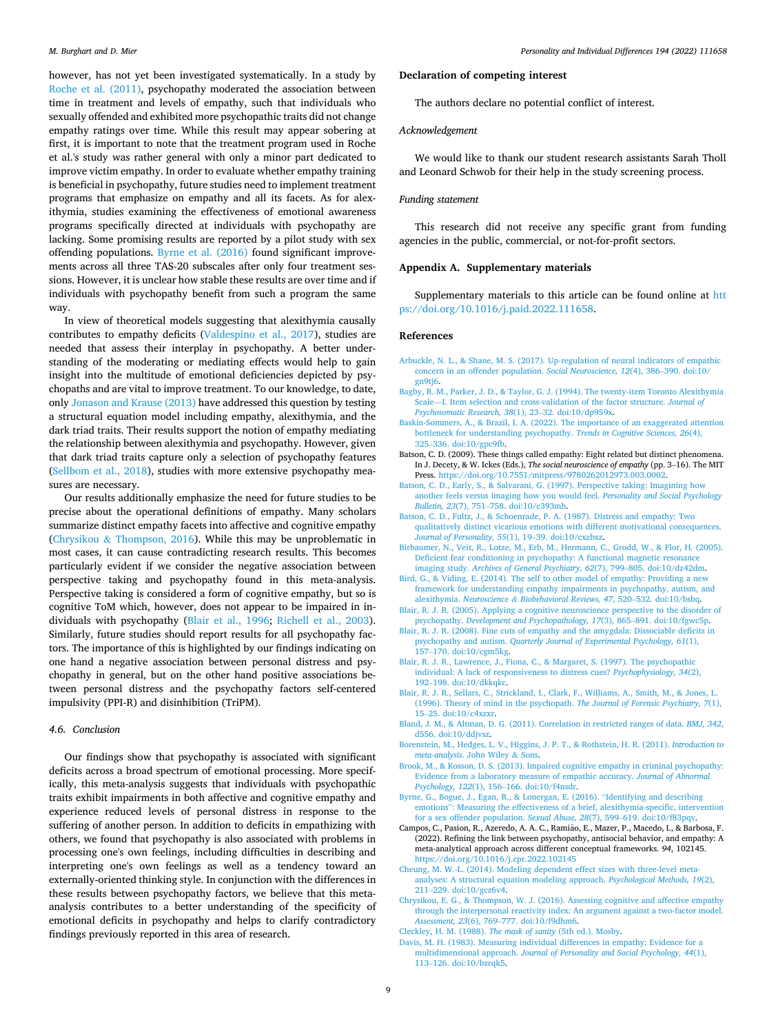however, has not yet been investigated systematically. In a study by Roche et al. (2011), psychopathy moderated the association between time in treatment and levels of empathy, such that individuals who sexually offended and exhibited more psychopathic traits did not change empathy ratings over time. While this result may appear sobering at first, it is important to note that the treatment program used in Roche et al.'s study was rather general with only a minor part dedicated to improve victim empathy. In order to evaluate whether empathy training is beneficial in psychopathy, future studies need to implement treatment programs that emphasize on empathy and all its facets. As for alexithymia, studies examining the effectiveness of emotional awareness programs specifically directed at individuals with psychopathy are lacking. Some promising results are reported by a pilot study with sex offending populations. Byrne et al. (2016) found significant improvements across all three TAS-20 subscales after only four treatment sessions. However, it is unclear how stable these results are over time and if individuals with psychopathy benefit from such a program the same way.

In view of theoretical models suggesting that alexithymia causally contributes to empathy deficits (Valdespino et al., 2017), studies are needed that assess their interplay in psychopathy. A better understanding of the moderating or mediating effects would help to gain insight into the multitude of emotional deficiencies depicted by psychopaths and are vital to improve treatment. To our knowledge, to date, only Jonason and Krause (2013) have addressed this question by testing a structural equation model including empathy, alexithymia, and the dark triad traits. Their results support the notion of empathy mediating the relationship between alexithymia and psychopathy. However, given that dark triad traits capture only a selection of psychopathy features (Sellbom et al., 2018), studies with more extensive psychopathy measures are necessary.

Our results additionally emphasize the need for future studies to be precise about the operational definitions of empathy. Many scholars summarize distinct empathy facets into affective and cognitive empathy (Chrysikou & Thompson, 2016). While this may be unproblematic in most cases, it can cause contradicting research results. This becomes particularly evident if we consider the negative association between perspective taking and psychopathy found in this meta-analysis. Perspective taking is considered a form of cognitive empathy, but so is cognitive ToM which, however, does not appear to be impaired in individuals with psychopathy (Blair et al., 1996; Richell et al., 2003). Similarly, future studies should report results for all psychopathy factors. The importance of this is highlighted by our findings indicating on one hand a negative association between personal distress and psychopathy in general, but on the other hand positive associations between personal distress and the psychopathy factors self-centered impulsivity (PPI-R) and disinhibition (TriPM).

### 4.6. Conclusion

Our findings show that psychopathy is associated with significant deficits across a broad spectrum of emotional processing. More specifically, this meta-analysis suggests that individuals with psychopathic traits exhibit impairments in both affective and cognitive empathy and experience reduced levels of personal distress in response to the suffering of another person. In addition to deficits in empathizing with others, we found that psychopathy is also associated with problems in processing one's own feelings, including difficulties in describing and interpreting one's own feelings as well as a tendency toward an externally-oriented thinking style. In conjunction with the differences in these results between psychopathy factors, we believe that this meta-analysis contributes to a better understanding of the specificity of emotional deficits in psychopathy and helps to clarify contradictory findings previously reported in this area of research.

## Declaration of competing interest

The authors declare no potential conflict of interest.

### Acknowledgement

We would like to thank our student research assistants Sarah Tholl and Leonard Schwob for their help in the study screening process.

### Funding statement

This research did not receive any specific grant from funding agencies in the public, commercial, or not-for-profit sectors.

## Appendix A. Supplementary materials

Supplementary materials to this article can be found online at https://doi.org/10.1016/j.paid.2022.111658.

## References

Arbuckle, N. L., & Shane, M. S. (2017). Up-regulation of neural indicators of empathic concern in an offender population. *Social Neuroscience, 12*(4), 386–390. doi:10/gn9tj6.

Bagby, R. M., Parker, J. D., & Taylor, G. J. (1994). The twenty-item Toronto Alexithymia Scale—I. Item selection and cross-validation of the factor structure. *Journal of Psychosomatic Research, 38*(1), 23–32. doi:10/dp959x.

Baskin-Sommers, A., & Brazil, I. A. (2022). The importance of an exaggerated attention bottleneck for understanding psychopathy. *Trends in Cognitive Sciences, 26*(4), 325–336. doi:10/gpc9fb.

Batson, C. D. (2009). These things called empathy: Eight related but distinct phenomena. In J. Decety, & W. Ickes (Eds.), *The social neuroscience of empathy* (pp. 3–16). The MIT Press. https://doi.org/10.7551/mitpress/9780262012973.003.0002.

Batson, C. D., Early, S., & Salvarani, G. (1997). Perspective taking: Imagining how another feels versus imaging how you would feel. *Personality and Social Psychology Bulletin, 23*(7), 751–758. doi:10/c393mh.

Batson, C. D., Fultz, J., & Schoenrade, P. A. (1987). Distress and empathy: Two qualitatively distinct vicarious emotions with different motivational consequences. *Journal of Personality, 55*(1), 19–39. doi:10/cxzbxz.

Birbaumer, N., Veit, R., Lotze, M., Erb, M., Hermann, C., Grodd, W., & Flor, H. (2005). Deficient fear conditioning in psychopathy: A functional magnetic resonance imaging study. *Archives of General Psychiatry, 62*(7), 799–805. doi:10/dz42dm.

Bird, G., & Viding, E. (2014). The self to other model of empathy: Providing a new framework for understanding empathy impairments in psychopathy, autism, and alexithymia. *Neuroscience & Biobehavioral Reviews, 47*, 520–532. doi:10/bsbq.

Blair, R. J. R. (2005). Applying a cognitive neuroscience perspective to the disorder of psychopathy. *Development and Psychopathology, 17*(3), 865–891. doi:10/fgwc5p.

Blair, R. J. R. (2008). Fine cuts of empathy and the amygdala: Dissociable deficits in psychopathy and autism. *Quarterly Journal of Experimental Psychology, 61*(1), 157–170. doi:10/cgm5kg.

Blair, R. J. R., Lawrence, J., Fiona, C., & Margaret, S. (1997). The psychopathic individual: A lack of responsiveness to distress cues? *Psychophysiology, 34*(2), 192–198. doi:10/dkkqkc.

Blair, R. J. R., Sellars, C., Strickland, I., Clark, F., Williams, A., Smith, M., & Jones, L. (1996). Theory of mind in the psychopath. *The Journal of Forensic Psychiatry, 7*(1), 15–25. doi:10/c4xzxr.

Bland, J. M., & Altman, D. G. (2011). Correlation in restricted ranges of data. *BMJ, 342*, d556. doi:10/ddjvsz.

Borenstein, M., Hedges, L. V., Higgins, J. P. T., & Rothstein, H. R. (2011). *Introduction to meta-analysis*. John Wiley & Sons.

Brook, M., & Kosson, D. S. (2013). Impaired cognitive empathy in criminal psychopathy: Evidence from a laboratory measure of empathic accuracy. *Journal of Abnormal Psychology, 122*(1), 156–166. doi:10/f4nsdr.

Byrne, G., Bogue, J., Egan, R., & Lonergan, E. (2016). "Identifying and describing emotions": Measuring the effectiveness of a brief, alexithymia-specific, intervention for a sex offender population. *Sexual Abuse, 28*(7), 599–619. doi:10/f83pqv.

Campos, C., Pasion, R., Azeredo, A. A. C., Ramião, E., Mazer, P., Macedo, I., & Barbosa, F. (2022). Refining the link between psychopathy, antisocial behavior, and empathy: A meta-analytical approach across different conceptual frameworks. *94*, 102145. https://doi.org/10.1016/j.cpr.2022.102145

Cheung, M. W.-L. (2014). Modeling dependent effect sizes with three-level meta-analyses: A structural equation modeling approach. *Psychological Methods, 19*(2), 211–229. doi:10/gcz6v4.

Chrysikou, E. G., & Thompson, W. J. (2016). Assessing cognitive and affective empathy through the interpersonal reactivity index: An argument against a two-factor model. *Assessment, 23*(6), 769–777. doi:10/f9dhm6.

Cleckley, H. M. (1988). *The mask of sanity* (5th ed.). Mosby.

Davis, M. H. (1983). Measuring individual differences in empathy: Evidence for a multidimensional approach. *Journal of Personality and Social Psychology, 44*(1), 113–126. doi:10/bzrqk5.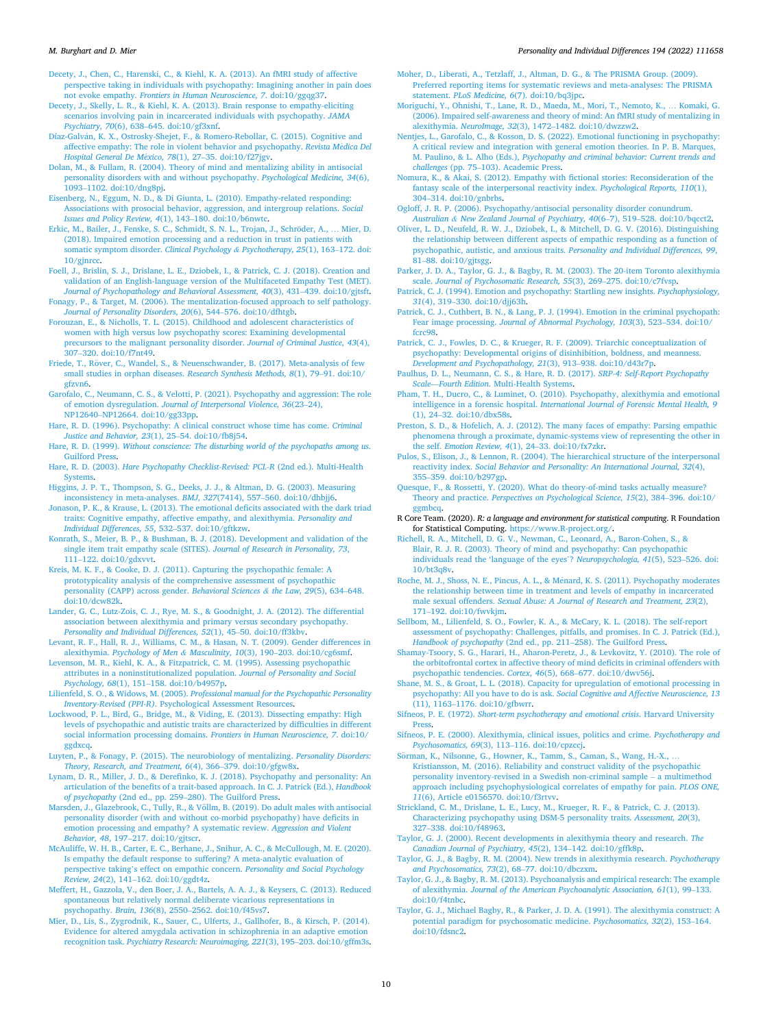Decety, J., Chen, C., Harenski, C., & Kiehl, K. A. (2013). An fMRI study of affective perspective taking in individuals with psychopathy: Imagining another in pain does not evoke empathy. *Frontiers in Human Neuroscience, 7*. doi:10/ggqg37.

Decety, J., Skelly, L. R., & Kiehl, K. A. (2013). Brain response to empathy-eliciting scenarios involving pain in incarcerated individuals with psychopathy. *JAMA Psychiatry, 70*(6), 638–645. doi:10/gf3xnf.

Díaz-Galván, K. X., Ostrosky-Shejet, F., & Romero-Rebollar, C. (2015). Cognitive and affective empathy: The role in violent behavior and psychopathy. *Revista Médica Del Hospital General De México, 78*(1), 27–35. doi:10/f27jgv.

Dolan, M., & Fullam, R. (2004). Theory of mind and mentalizing ability in antisocial personality disorders with and without psychopathy. *Psychological Medicine, 34*(6), 1093–1102. doi:10/dng8pj.

Eisenberg, N., Eggum, N. D., & Di Giunta, L. (2010). Empathy-related responding: Associations with prosocial behavior, aggression, and intergroup relations. *Social Issues and Policy Review, 4*(1), 143–180. doi:10/b6nwtc.

Erkic, M., Bailer, J., Fenske, S. C., Schmidt, S. N. L., Trojan, J., Schröder, A., … Mier, D. (2018). Impaired emotion processing and a reduction in trust in patients with somatic symptom disorder. *Clinical Psychology & Psychotherapy, 25*(1), 163–172. doi:10/gjnrcc.

Foell, J., Brislin, S. J., Drislane, L. E., Dziobek, I., & Patrick, C. J. (2018). Creation and validation of an English-language version of the Multifaceted Empathy Test (MET). *Journal of Psychopathology and Behavioral Assessment, 40*(3), 431–439. doi:10/gjtsft.

Fonagy, P., & Target, M. (2006). The mentalization-focused approach to self pathology. *Journal of Personality Disorders, 20*(6), 544–576. doi:10/dfhtgb.

Forouzan, E., & Nicholls, T. L. (2015). Childhood and adolescent characteristics of women with high versus low psychopathy scores: Examining developmental precursors to the malignant personality disorder. *Journal of Criminal Justice, 43*(4), 307–320. doi:10/f7nt49.

Friede, T., Röver, C., Wandel, S., & Neuenschwander, B. (2017). Meta-analysis of few small studies in orphan diseases. *Research Synthesis Methods, 8*(1), 79–91. doi:10/gfzvn6.

Garofalo, C., Neumann, C. S., & Velotti, P. (2021). Psychopathy and aggression: The role of emotion dysregulation. *Journal of Interpersonal Violence, 36*(23–24), NP12640–NP12664. doi:10/gg33pp.

Hare, R. D. (1996). Psychopathy: A clinical construct whose time has come. *Criminal Justice and Behavior, 23*(1), 25–54. doi:10/fb8j54.

Hare, R. D. (1999). *Without conscience: The disturbing world of the psychopaths among us*. Guilford Press.

Hare, R. D. (2003). *Hare Psychopathy Checklist-Revised: PCL-R* (2nd ed.). Multi-Health Systems.

Higgins, J. P. T., Thompson, S. G., Deeks, J. J., & Altman, D. G. (2003). Measuring inconsistency in meta-analyses. *BMJ, 327*(7414), 557–560. doi:10/dhbjj6.

Jonason, P. K., & Krause, L. (2013). The emotional deficits associated with the dark triad traits: Cognitive empathy, affective empathy, and alexithymia. *Personality and Individual Differences, 55*, 532–537. doi:10/gftkzw.

Konrath, S., Meier, B. P., & Bushman, B. J. (2018). Development and validation of the single item trait empathy scale (SITES). *Journal of Research in Personality, 73*, 111–122. doi:10/gdxvvt.

Kreis, M. K. F., & Cooke, D. J. (2011). Capturing the psychopathic female: A prototypicality analysis of the comprehensive assessment of psychopathic personality (CAPP) across gender. *Behavioral Sciences & the Law, 29*(5), 634–648. doi:10/dcw82k.

Lander, G. C., Lutz-Zois, C. J., Rye, M. S., & Goodnight, J. A. (2012). The differential association between alexithymia and primary versus secondary psychopathy. *Personality and Individual Differences, 52*(1), 45–50. doi:10/ff3kbv.

Levant, R. F., Hall, R. J., Williams, C. M., & Hasan, N. T. (2009). Gender differences in alexithymia. *Psychology of Men & Masculinity, 10*(3), 190–203. doi:10/cg6smf.

Levenson, M. R., Kiehl, K. A., & Fitzpatrick, C. M. (1995). Assessing psychopathic attributes in a noninstitutionalized population. *Journal of Personality and Social Psychology, 68*(1), 151–158. doi:10/b4957p.

Lilienfeld, S. O., & Widows, M. (2005). *Professional manual for the Psychopathic Personality Inventory-Revised (PPI-R)*. Psychological Assessment Resources.

Lockwood, P. L., Bird, G., Bridge, M., & Viding, E. (2013). Dissecting empathy: High levels of psychopathic and autistic traits are characterized by difficulties in different social information processing domains. *Frontiers in Human Neuroscience, 7*. doi:10/ggdxcq.

Luyten, P., & Fonagy, P. (2015). The neurobiology of mentalizing. *Personality Disorders: Theory, Research, and Treatment, 6*(4), 366–379. doi:10/gfgw8x.

Lynam, D. R., Miller, J. D., & Derefinko, K. J. (2018). Psychopathy and personality: An articulation of the benefits of a trait-based approach. In C. J. Patrick (Ed.), *Handbook of psychopathy* (2nd ed., pp. 259–280). The Guilford Press.

Marsden, J., Glazebrook, C., Tully, R., & Völlm, B. (2019). Do adult males with antisocial personality disorder (with and without co-morbid psychopathy) have deficits in emotion processing and empathy? A systematic review. *Aggression and Violent Behavior, 48*, 197–217. doi:10/gjtscr.

McAuliffe, W. H. B., Carter, E. C., Berhane, J., Snihur, A. C., & McCullough, M. E. (2020). Is empathy the default response to suffering? A meta-analytic evaluation of perspective taking's effect on empathic concern. *Personality and Social Psychology Review, 24*(2), 141–162. doi:10/ggdt4z.

Meffert, H., Gazzola, V., den Boer, J. A., Bartels, A. A. J., & Keysers, C. (2013). Reduced spontaneous but relatively normal deliberate vicarious representations in psychopathy. *Brain, 136*(8), 2550–2562. doi:10/f45vs7.

Mier, D., Lis, S., Zygrodnik, K., Sauer, C., Ulferts, J., Gallhofer, B., & Kirsch, P. (2014). Evidence for altered amygdala activation in schizophrenia in an adaptive emotion recognition task. *Psychiatry Research: Neuroimaging, 221*(3), 195–203. doi:10/gffm3s.

Moher, D., Liberati, A., Tetzlaff, J., Altman, D. G., & The PRISMA Group. (2009). Preferred reporting items for systematic reviews and meta-analyses: The PRISMA statement. *PLoS Medicine, 6*(7). doi:10/bq3jpc.

Moriguchi, Y., Ohnishi, T., Lane, R. D., Maeda, M., Mori, T., Nemoto, K., … Komaki, G. (2006). Impaired self-awareness and theory of mind: An fMRI study of mentalizing in alexithymia. *NeuroImage, 32*(3), 1472–1482. doi:10/dwzzw2.

Nentjes, L., Garofalo, C., & Kosson, D. S. (2022). Emotional functioning in psychopathy: A critical review and integration with general emotion theories. In P. B. Marques, M. Paulino, & L. Alho (Eds.), *Psychopathy and criminal behavior: Current trends and challenges* (pp. 75–103). Academic Press.

Nomura, K., & Akai, S. (2012). Empathy with fictional stories: Reconsideration of the fantasy scale of the interpersonal reactivity index. *Psychological Reports, 110*(1), 304–314. doi:10/gnbrbs.

Ogloff, J. R. P. (2006). Psychopathy/antisocial personality disorder conundrum. *Australian & New Zealand Journal of Psychiatry, 40*(6–7), 519–528. doi:10/bqcct2.

Oliver, L. D., Neufeld, R. W. J., Dziobek, I., & Mitchell, D. G. V. (2016). Distinguishing the relationship between different aspects of empathic responding as a function of psychopathic, autistic, and anxious traits. *Personality and Individual Differences, 99*, 81–88. doi:10/gjtsgg.

Parker, J. D. A., Taylor, G. J., & Bagby, R. M. (2003). The 20-item Toronto alexithymia scale. *Journal of Psychosomatic Research, 55*(3), 269–275. doi:10/c7fvsp.

Patrick, C. J. (1994). Emotion and psychopathy: Startling new insights. *Psychophysiology, 31*(4), 319–330. doi:10/djj63h.

Patrick, C. J., Cuthbert, B. N., & Lang, P. J. (1994). Emotion in the criminal psychopath: Fear image processing. *Journal of Abnormal Psychology, 103*(3), 523–534. doi:10/fcrc98.

Patrick, C. J., Fowles, D. C., & Krueger, R. F. (2009). Triarchic conceptualization of psychopathy: Developmental origins of disinhibition, boldness, and meanness. *Development and Psychopathology, 21*(3), 913–938. doi:10/d43r7p.

Paulhus, D. L., Neumann, C. S., & Hare, R. D. (2017). *SRP-4: Self-Report Psychopathy Scale—Fourth Edition*. Multi-Health Systems.

Pham, T. H., Ducro, C., & Luminet, O. (2010). Psychopathy, alexithymia and emotional intelligence in a forensic hospital. *International Journal of Forensic Mental Health, 9*(1), 24–32. doi:10/dbx58s.

Preston, S. D., & Hofelich, A. J. (2012). The many faces of empathy: Parsing empathic phenomena through a proximate, dynamic-systems view of representing the other in the self. *Emotion Review, 4*(1), 24–33. doi:10/fx7zkr.

Pulos, S., Elison, J., & Lennon, R. (2004). The hierarchical structure of the interpersonal reactivity index. *Social Behavior and Personality: An International Journal, 32*(4), 355–359. doi:10/b297gp.

Quesque, F., & Rossetti, Y. (2020). What do theory-of-mind tasks actually measure? Theory and practice. *Perspectives on Psychological Science, 15*(2), 384–396. doi:10/ggmbcq.

R Core Team. (2020). *R: a language and environment for statistical computing*. R Foundation for Statistical Computing. https://www.R-project.org/.

Richell, R. A., Mitchell, D. G. V., Newman, C., Leonard, A., Baron-Cohen, S., & Blair, R. J. R. (2003). Theory of mind and psychopathy: Can psychopathic individuals read the 'language of the eyes'? *Neuropsychologia, 41*(5), 523–526. doi:10/bt3q8v.

Roche, M. J., Shoss, N. E., Pincus, A. L., & Ménard, K. S. (2011). Psychopathy moderates the relationship between time in treatment and levels of empathy in incarcerated male sexual offenders. *Sexual Abuse: A Journal of Research and Treatment, 23*(2), 171–192. doi:10/fwvkjm.

Sellbom, M., Lilienfeld, S. O., Fowler, K. A., & McCary, K. L. (2018). The self-report assessment of psychopathy: Challenges, pitfalls, and promises. In C. J. Patrick (Ed.), *Handbook of psychopathy* (2nd ed., pp. 211–258). The Guilford Press.

Shamay-Tsoory, S. G., Harari, H., Aharon-Peretz, J., & Levkovitz, Y. (2010). The role of the orbitofrontal cortex in affective theory of mind deficits in criminal offenders with psychopathic tendencies. *Cortex, 46*(5), 668–677. doi:10/dwv56j.

Shane, M. S., & Groat, L. L. (2018). Capacity for upregulation of emotional processing in psychopathy: All you have to do is ask. *Social Cognitive and Affective Neuroscience, 13*(11), 1163–1176. doi:10/gfbwrr.

Sifneos, P. E. (1972). *Short-term psychotherapy and emotional crisis*. Harvard University Press.

Sifneos, P. E. (2000). Alexithymia, clinical issues, politics and crime. *Psychotherapy and Psychosomatics, 69*(3), 113–116. doi:10/cpzccj.

Sörman, K., Nilsonne, G., Howner, K., Tamm, S., Caman, S., Wang, H.-X., … Kristiansson, M. (2016). Reliability and construct validity of the psychopathic personality inventory-revised in a Swedish non-criminal sample – a multimethod approach including psychophysiological correlates of empathy for pain. *PLOS ONE, 11*(6), Article e0156570. doi:10/f3rtvv.

Strickland, C. M., Drislane, L. E., Lucy, M., Krueger, R. F., & Patrick, C. J. (2013). Characterizing psychopathy using DSM-5 personality traits. *Assessment, 20*(3), 327–338. doi:10/f48963.

Taylor, G. J. (2000). Recent developments in alexithymia theory and research. *The Canadian Journal of Psychiatry, 45*(2), 134–142. doi:10/gffk8p.

Taylor, G. J., & Bagby, R. M. (2004). New trends in alexithymia research. *Psychotherapy and Psychosomatics, 73*(2), 68–77. doi:10/dbczxm.

Taylor, G. J., & Bagby, R. M. (2013). Psychoanalysis and empirical research: The example of alexithymia. *Journal of the American Psychoanalytic Association, 61*(1), 99–133. doi:10/f4tnbc.

Taylor, G. J., Michael Bagby, R., & Parker, J. D. A. (1991). The alexithymia construct: A potential paradigm for psychosomatic medicine. *Psychosomatics, 32*(2), 153–164. doi:10/fdsnc2.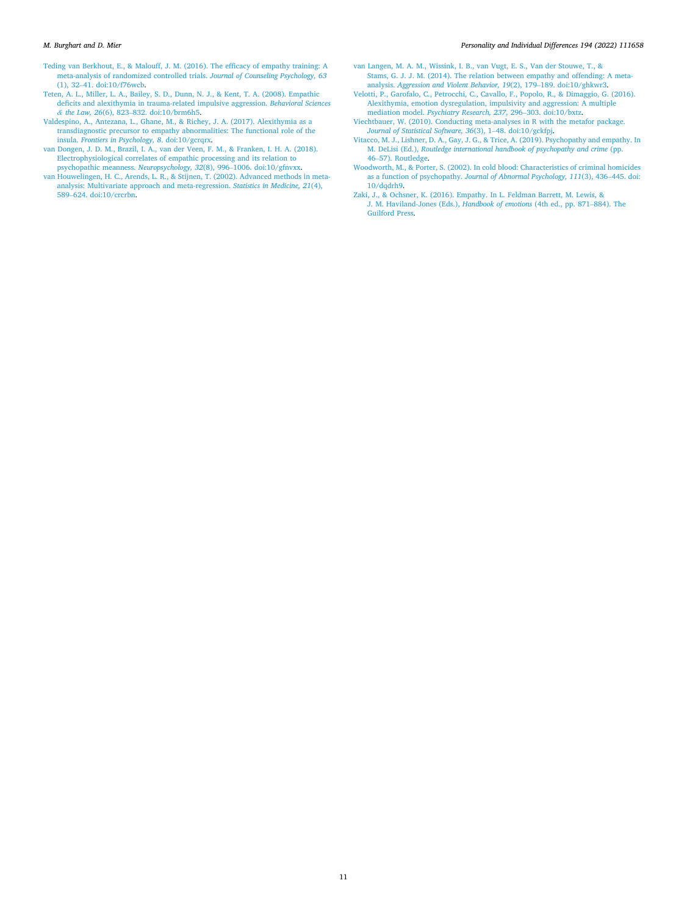Teding van Berkhout, E., & Malouff, J. M. (2016). The efficacy of empathy training: A meta-analysis of randomized controlled trials. *Journal of Counseling Psychology, 63*(1), 32–41. doi:10/f76wcb.

Teten, A. L., Miller, L. A., Bailey, S. D., Dunn, N. J., & Kent, T. A. (2008). Empathic deficits and alexithymia in trauma-related impulsive aggression. *Behavioral Sciences & the Law, 26*(6), 823–832. doi:10/brm6h5.

Valdespino, A., Antezana, L., Ghane, M., & Richey, J. A. (2017). Alexithymia as a transdiagnostic precursor to empathy abnormalities: The functional role of the insula. *Frontiers in Psychology, 8*. doi:10/gcrqrx.

van Dongen, J. D. M., Brazil, I. A., van der Veen, F. M., & Franken, I. H. A. (2018). Electrophysiological correlates of empathic processing and its relation to psychopathic meanness. *Neuropsychology, 32*(8), 996–1006. doi:10/gfnvxx.

van Houwelingen, H. C., Arends, L. R., & Stijnen, T. (2002). Advanced methods in meta-analysis: Multivariate approach and meta-regression. *Statistics in Medicine, 21*(4), 589–624. doi:10/crcrbn.

van Langen, M. A. M., Wissink, I. B., van Vugt, E. S., Van der Stouwe, T., & Stams, G. J. J. M. (2014). The relation between empathy and offending: A meta-analysis. *Aggression and Violent Behavior, 19*(2), 179–189. doi:10/ghkwr3.

Velotti, P., Garofalo, C., Petrocchi, C., Cavallo, F., Popolo, R., & Dimaggio, G. (2016). Alexithymia, emotion dysregulation, impulsivity and aggression: A multiple mediation model. *Psychiatry Research, 237*, 296–303. doi:10/bxtz.

Viechtbauer, W. (2010). Conducting meta-analyses in R with the metafor package. *Journal of Statistical Software, 36*(3), 1–48. doi:10/gckfpj.

Vitacco, M. J., Lishner, D. A., Gay, J. G., & Trice, A. (2019). Psychopathy and empathy. In M. DeLisi (Ed.), *Routledge international handbook of psychopathy and crime* (pp. 46–57). Routledge.

Woodworth, M., & Porter, S. (2002). In cold blood: Characteristics of criminal homicides as a function of psychopathy. *Journal of Abnormal Psychology, 111*(3), 436–445. doi:10/dqdrh9.

Zaki, J., & Ochsner, K. (2016). Empathy. In L. Feldman Barrett, M. Lewis, & J. M. Haviland-Jones (Eds.), *Handbook of emotions* (4th ed., pp. 871–884). The Guilford Press.